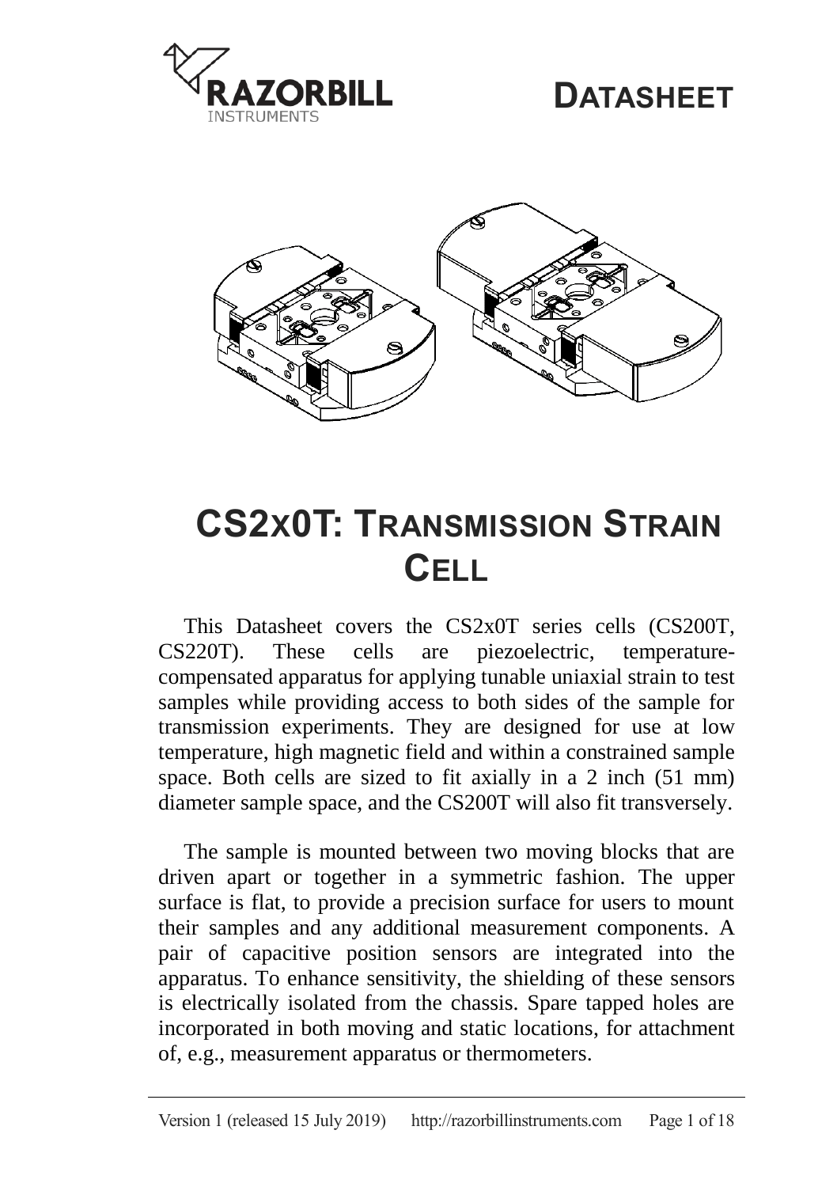**DATASHEET**

# CS2X0T: TRANSMISSION STRAIN CELL

This Datasheet covers the CS2x0T series cells (CS200T, CS220T). These cells are piezoelectric, temperature-compensated apparatus for applying tunable uniaxial strain to test samples while providing access to both sides of the sample for transmission experiments. They are designed for use at low temperature, high magnetic field and within a constrained sample space. Both cells are sized to fit axially in a 2 inch (51 mm) diameter sample space, and the CS200T will also fit transversely.

The sample is mounted between two moving blocks that are driven apart or together in a symmetric fashion. The upper surface is flat, to provide a precision surface for users to mount their samples and any additional measurement components. A pair of capacitive position sensors are integrated into the apparatus. To enhance sensitivity, the shielding of these sensors is electrically isolated from the chassis. Spare tapped holes are incorporated in both moving and static locations, for attachment of, e.g., measurement apparatus or thermometers.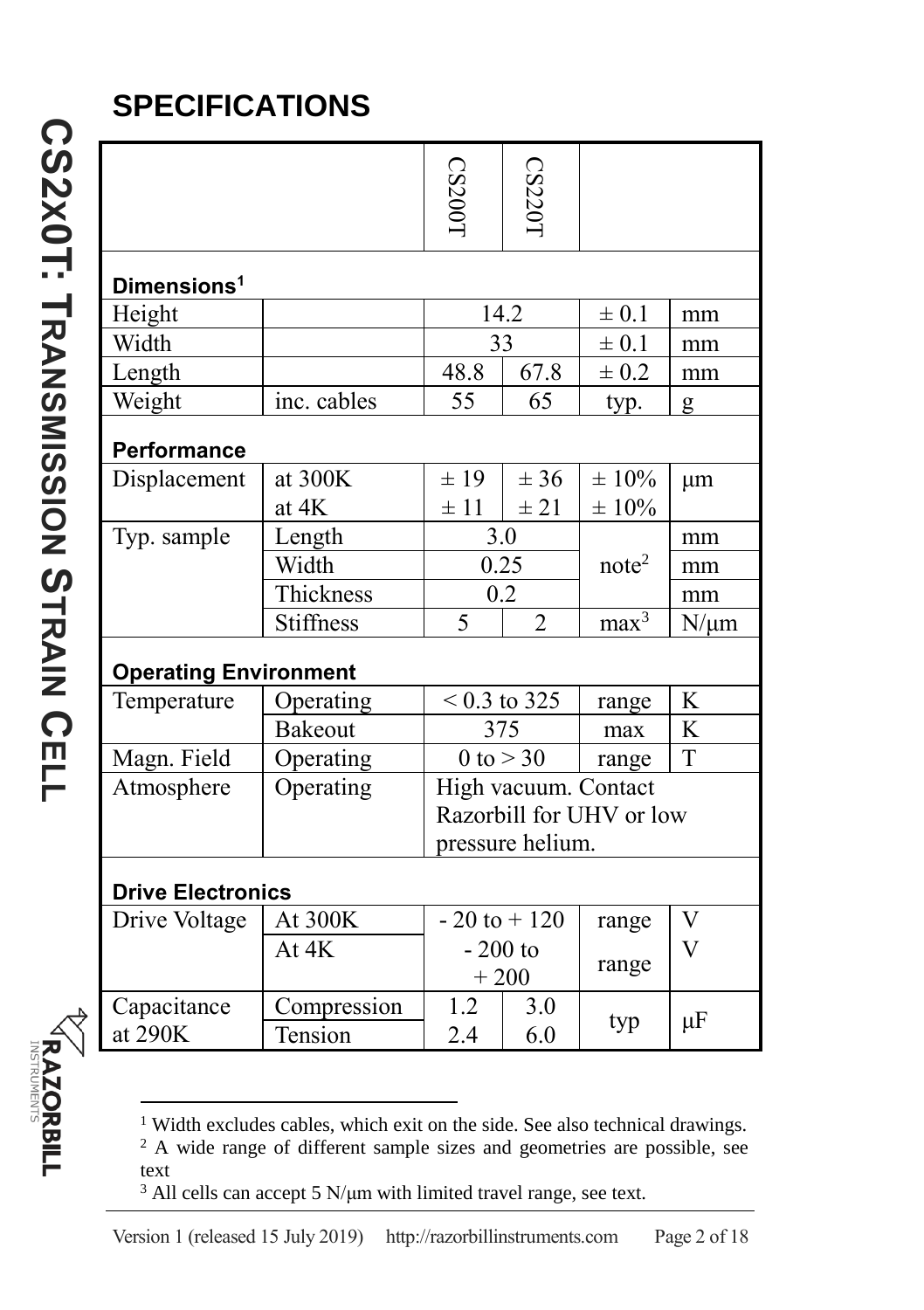# SPECIFICATIONS

| | | CS200T | CS220T | | |
|---|---|---|---|---|---|
| **Dimensions[1]** | | | | | |
| Height | | 14.2 | | ± 0.1 | mm |
| Width | | 33 | | ± 0.1 | mm |
| Length | | 48.8 | 67.8 | ± 0.2 | mm |
| Weight | inc. cables | 55 | 65 | typ. | g |
| **Performance** | | | | | |
| Displacement | at 300K | ± 19 | ± 36 | ± 10% | μm |
| | at 4K | ± 11 | ± 21 | ± 10% | |
| Typ. sample | Length | 3.0 | | note[2] | mm |
| | Width | 0.25 | | | mm |
| | Thickness | 0.2 | | | mm |
| | Stiffness | 5 | 2 | max[3] | N/μm |
| **Operating Environment** | | | | | |
| Temperature | Operating | < 0.3 to 325 | | range | K |
| | Bakeout | 375 | | max | K |
| Magn. Field | Operating | 0 to > 30 | | range | T |
| Atmosphere | Operating | High vacuum. Contact Razorbill for UHV or low pressure helium. | | | |
| **Drive Electronics** | | | | | |
| Drive Voltage | At 300K | - 20 to + 120 | | range | V |
| | At 4K | - 200 to + 200 | | range | V |
| Capacitance at 290K | Compression | 1.2 | 3.0 | typ | μF |
| | Tension | 2.4 | 6.0 | typ | μF |

[1] Width excludes cables, which exit on the side. See also technical drawings.

[2] A wide range of different sample sizes and geometries are possible, see text

[3] All cells can accept 5 N/μm with limited travel range, see text.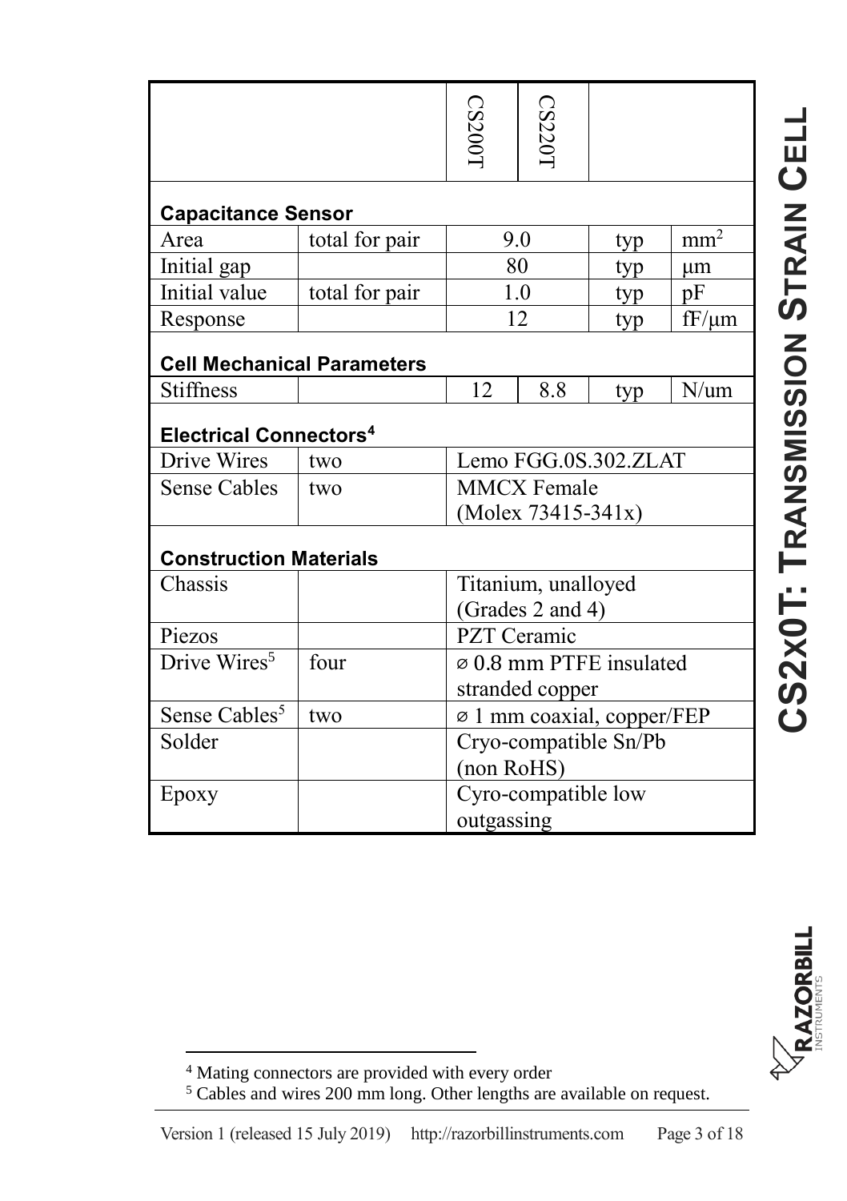| | | CS200T | CS220T | | |
|---|---|---|---|---|---|
| **Capacitance Sensor** | | | | | |
| Area | total for pair | 9.0 | | typ | $mm^2$ |
| Initial gap | | 80 | | typ | μm |
| Initial value | total for pair | 1.0 | | typ | pF |
| Response | | 12 | | typ | fF/μm |
| **Cell Mechanical Parameters** | | | | | |
| Stiffness | | 12 | 8.8 | typ | N/um |
| **Electrical Connectors**[4] | | | | | |
| Drive Wires | two | Lemo FGG.0S.302.ZLAT | | | |
| Sense Cables | two | MMCX Female (Molex 73415-341x) | | | |
| **Construction Materials** | | | | | |
| Chassis | | Titanium, unalloyed (Grades 2 and 4) | | | |
| Piezos | | PZT Ceramic | | | |
| Drive Wires[5] | four | ⌀ 0.8 mm PTFE insulated stranded copper | | | |
| Sense Cables[5] | two | ⌀ 1 mm coaxial, copper/FEP | | | |
| Solder | | Cryo-compatible Sn/Pb (non RoHS) | | | |
| Epoxy | | Cyro-compatible low outgassing | | | |

[4] Mating connectors are provided with every order

[5] Cables and wires 200 mm long. Other lengths are available on request.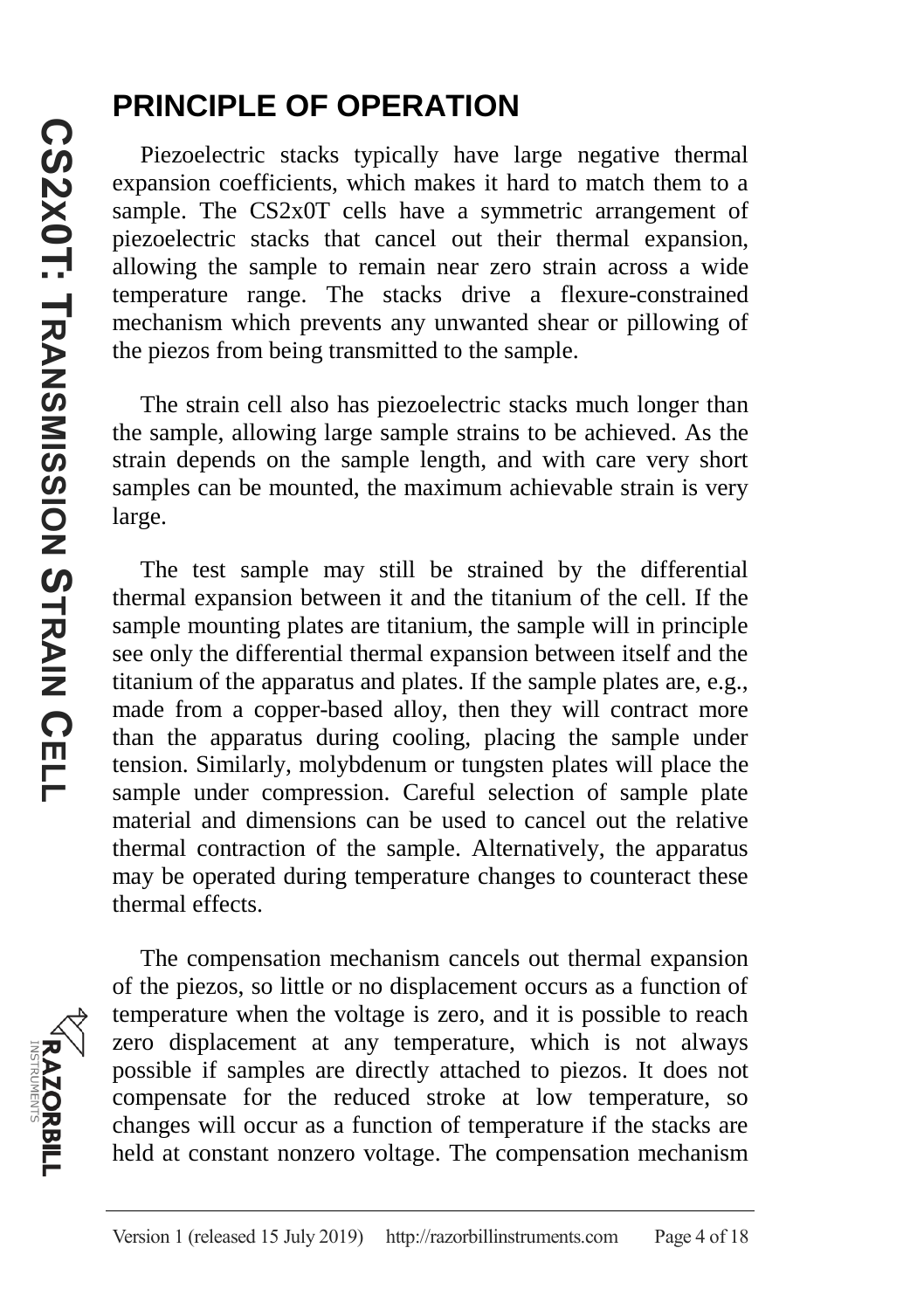# PRINCIPLE OF OPERATION

Piezoelectric stacks typically have large negative thermal expansion coefficients, which makes it hard to match them to a sample. The CS2x0T cells have a symmetric arrangement of piezoelectric stacks that cancel out their thermal expansion, allowing the sample to remain near zero strain across a wide temperature range. The stacks drive a flexure-constrained mechanism which prevents any unwanted shear or pillowing of the piezos from being transmitted to the sample.

The strain cell also has piezoelectric stacks much longer than the sample, allowing large sample strains to be achieved. As the strain depends on the sample length, and with care very short samples can be mounted, the maximum achievable strain is very large.

The test sample may still be strained by the differential thermal expansion between it and the titanium of the cell. If the sample mounting plates are titanium, the sample will in principle see only the differential thermal expansion between itself and the titanium of the apparatus and plates. If the sample plates are, e.g., made from a copper-based alloy, then they will contract more than the apparatus during cooling, placing the sample under tension. Similarly, molybdenum or tungsten plates will place the sample under compression. Careful selection of sample plate material and dimensions can be used to cancel out the relative thermal contraction of the sample. Alternatively, the apparatus may be operated during temperature changes to counteract these thermal effects.

The compensation mechanism cancels out thermal expansion of the piezos, so little or no displacement occurs as a function of temperature when the voltage is zero, and it is possible to reach zero displacement at any temperature, which is not always possible if samples are directly attached to piezos. It does not compensate for the reduced stroke at low temperature, so changes will occur as a function of temperature if the stacks are held at constant nonzero voltage. The compensation mechanism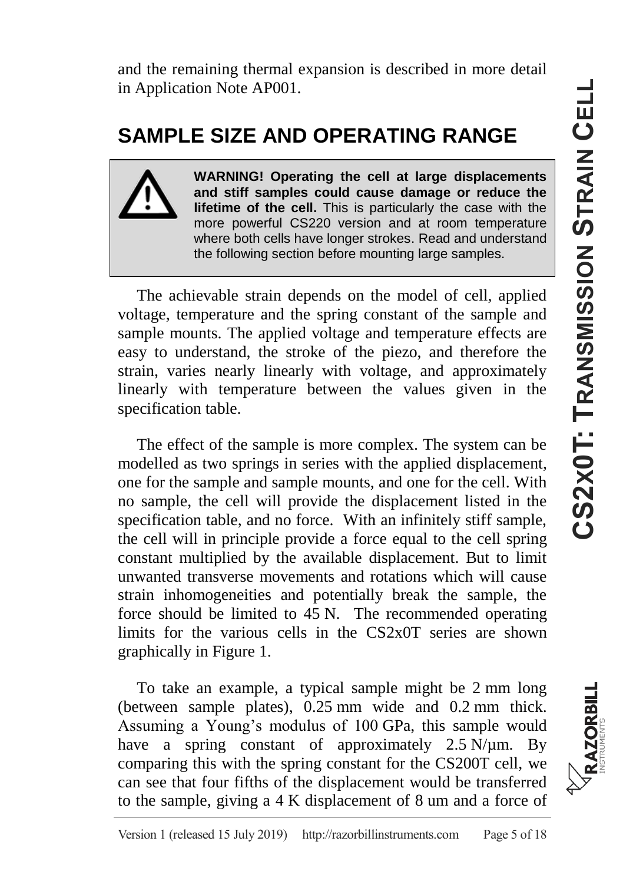and the remaining thermal expansion is described in more detail in Application Note AP001.

# SAMPLE SIZE AND OPERATING RANGE

> **WARNING! Operating the cell at large displacements and stiff samples could cause damage or reduce the lifetime of the cell.** This is particularly the case with the more powerful CS220 version and at room temperature where both cells have longer strokes. Read and understand the following section before mounting large samples.

The achievable strain depends on the model of cell, applied voltage, temperature and the spring constant of the sample and sample mounts. The applied voltage and temperature effects are easy to understand, the stroke of the piezo, and therefore the strain, varies nearly linearly with voltage, and approximately linearly with temperature between the values given in the specification table.

The effect of the sample is more complex. The system can be modelled as two springs in series with the applied displacement, one for the sample and sample mounts, and one for the cell. With no sample, the cell will provide the displacement listed in the specification table, and no force. With an infinitely stiff sample, the cell will in principle provide a force equal to the cell spring constant multiplied by the available displacement. But to limit unwanted transverse movements and rotations which will cause strain inhomogeneities and potentially break the sample, the force should be limited to 45 N. The recommended operating limits for the various cells in the CS2x0T series are shown graphically in Figure 1.

To take an example, a typical sample might be 2 mm long (between sample plates), 0.25 mm wide and 0.2 mm thick. Assuming a Young's modulus of 100 GPa, this sample would have a spring constant of approximately 2.5 N/µm. By comparing this with the spring constant for the CS200T cell, we can see that four fifths of the displacement would be transferred to the sample, giving a 4 K displacement of 8 um and a force of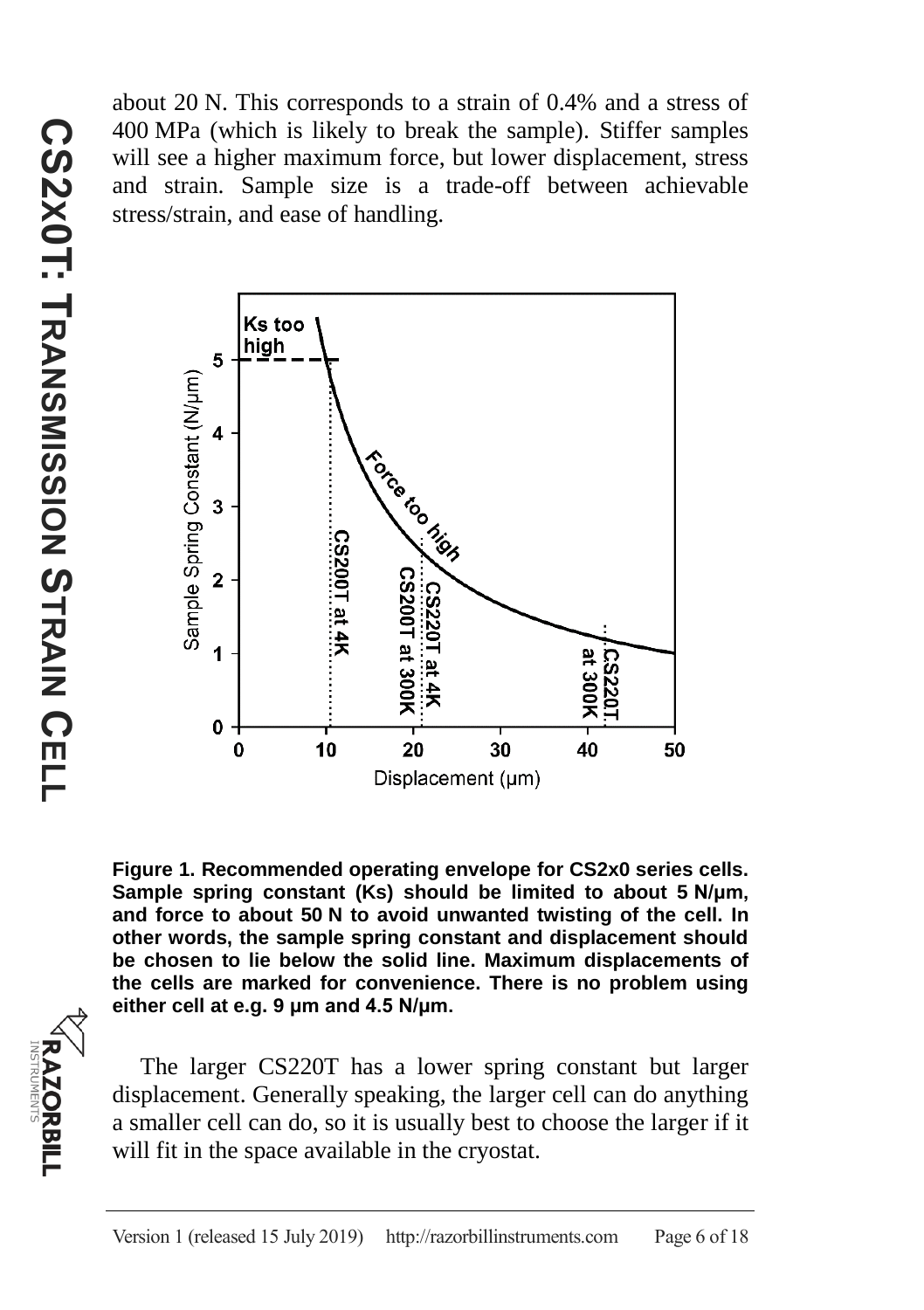about 20 N. This corresponds to a strain of 0.4% and a stress of 400 MPa (which is likely to break the sample). Stiffer samples will see a higher maximum force, but lower displacement, stress and strain. Sample size is a trade-off between achievable stress/strain, and ease of handling.

**Figure 1. Recommended operating envelope for CS2x0 series cells. Sample spring constant (Ks) should be limited to about 5 N/μm, and force to about 50 N to avoid unwanted twisting of the cell. In other words, the sample spring constant and displacement should be chosen to lie below the solid line. Maximum displacements of the cells are marked for convenience. There is no problem using either cell at e.g. 9 μm and 4.5 N/μm.**

The larger CS220T has a lower spring constant but larger displacement. Generally speaking, the larger cell can do anything a smaller cell can do, so it is usually best to choose the larger if it will fit in the space available in the cryostat.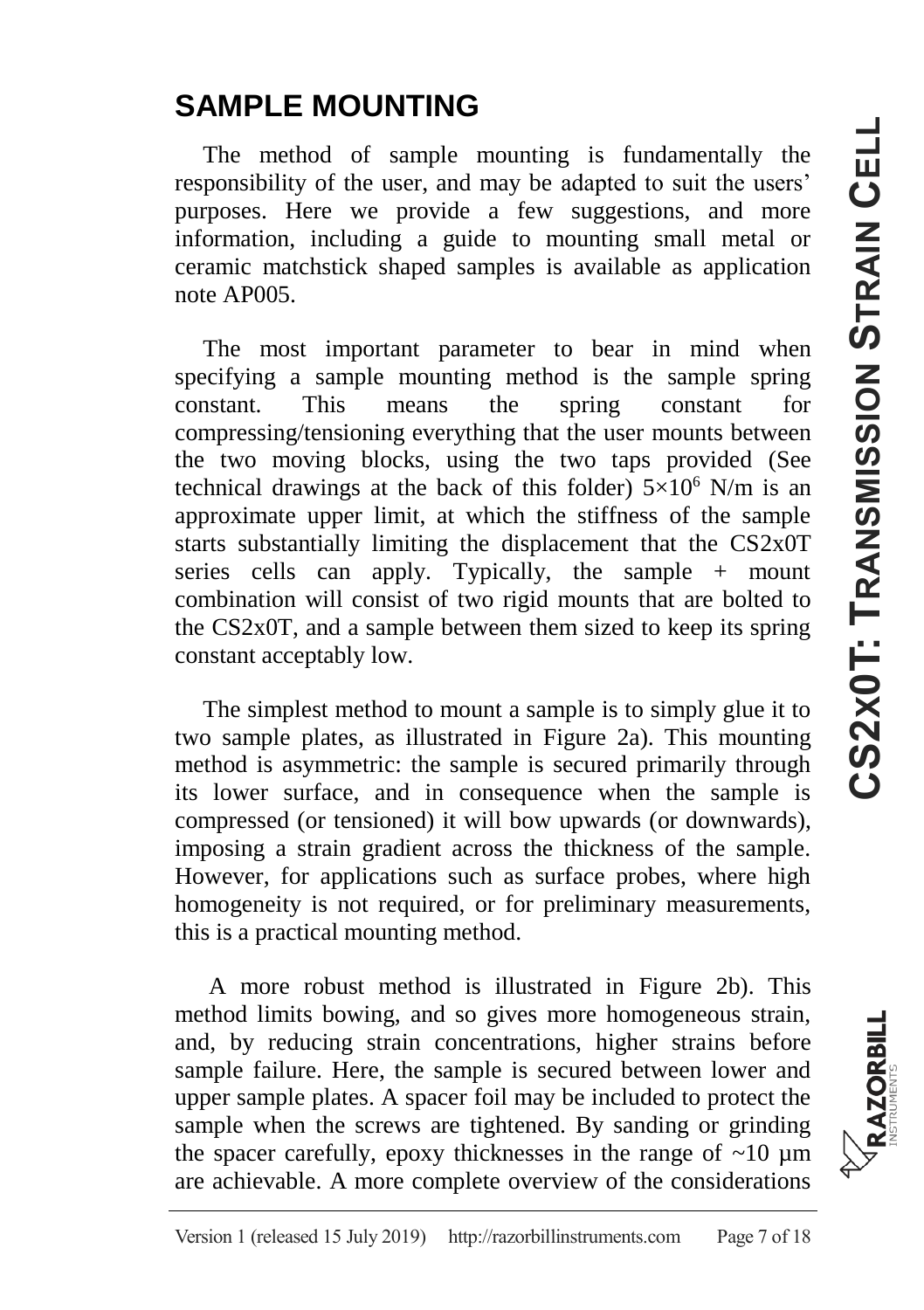# SAMPLE MOUNTING

The method of sample mounting is fundamentally the responsibility of the user, and may be adapted to suit the users' purposes. Here we provide a few suggestions, and more information, including a guide to mounting small metal or ceramic matchstick shaped samples is available as application note AP005.

The most important parameter to bear in mind when specifying a sample mounting method is the sample spring constant. This means the spring constant for compressing/tensioning everything that the user mounts between the two moving blocks, using the two taps provided (See technical drawings at the back of this folder) $5\times10^6$ N/m is an approximate upper limit, at which the stiffness of the sample starts substantially limiting the displacement that the CS2x0T series cells can apply. Typically, the sample + mount combination will consist of two rigid mounts that are bolted to the CS2x0T, and a sample between them sized to keep its spring constant acceptably low.

The simplest method to mount a sample is to simply glue it to two sample plates, as illustrated in Figure 2a). This mounting method is asymmetric: the sample is secured primarily through its lower surface, and in consequence when the sample is compressed (or tensioned) it will bow upwards (or downwards), imposing a strain gradient across the thickness of the sample. However, for applications such as surface probes, where high homogeneity is not required, or for preliminary measurements, this is a practical mounting method.

A more robust method is illustrated in Figure 2b). This method limits bowing, and so gives more homogeneous strain, and, by reducing strain concentrations, higher strains before sample failure. Here, the sample is secured between lower and upper sample plates. A spacer foil may be included to protect the sample when the screws are tightened. By sanding or grinding the spacer carefully, epoxy thicknesses in the range of ~10 µm are achievable. A more complete overview of the considerations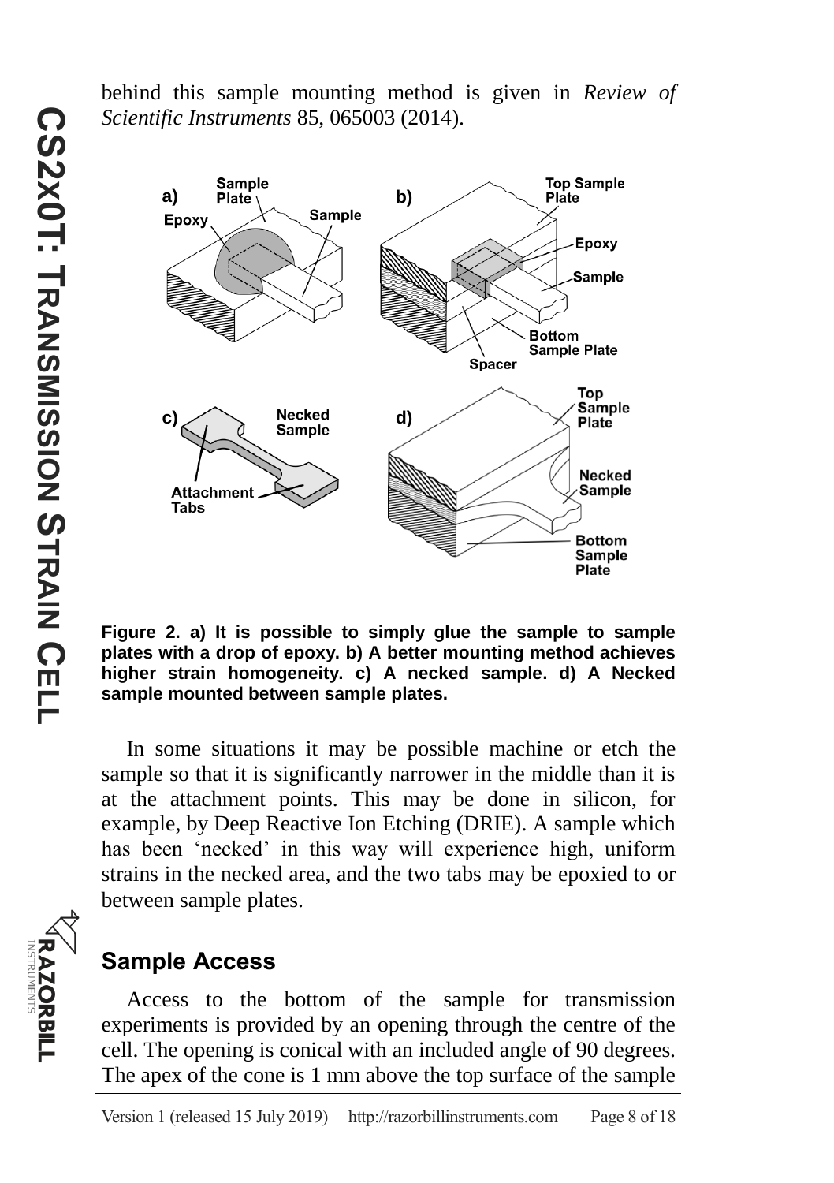behind this sample mounting method is given in *Review of Scientific Instruments* 85, 065003 (2014).

**Figure 2. a) It is possible to simply glue the sample to sample plates with a drop of epoxy. b) A better mounting method achieves higher strain homogeneity. c) A necked sample. d) A Necked sample mounted between sample plates.**

In some situations it may be possible machine or etch the sample so that it is significantly narrower in the middle than it is at the attachment points. This may be done in silicon, for example, by Deep Reactive Ion Etching (DRIE). A sample which has been 'necked' in this way will experience high, uniform strains in the necked area, and the two tabs may be epoxied to or between sample plates.

## Sample Access

Access to the bottom of the sample for transmission experiments is provided by an opening through the centre of the cell. The opening is conical with an included angle of 90 degrees. The apex of the cone is 1 mm above the top surface of the sample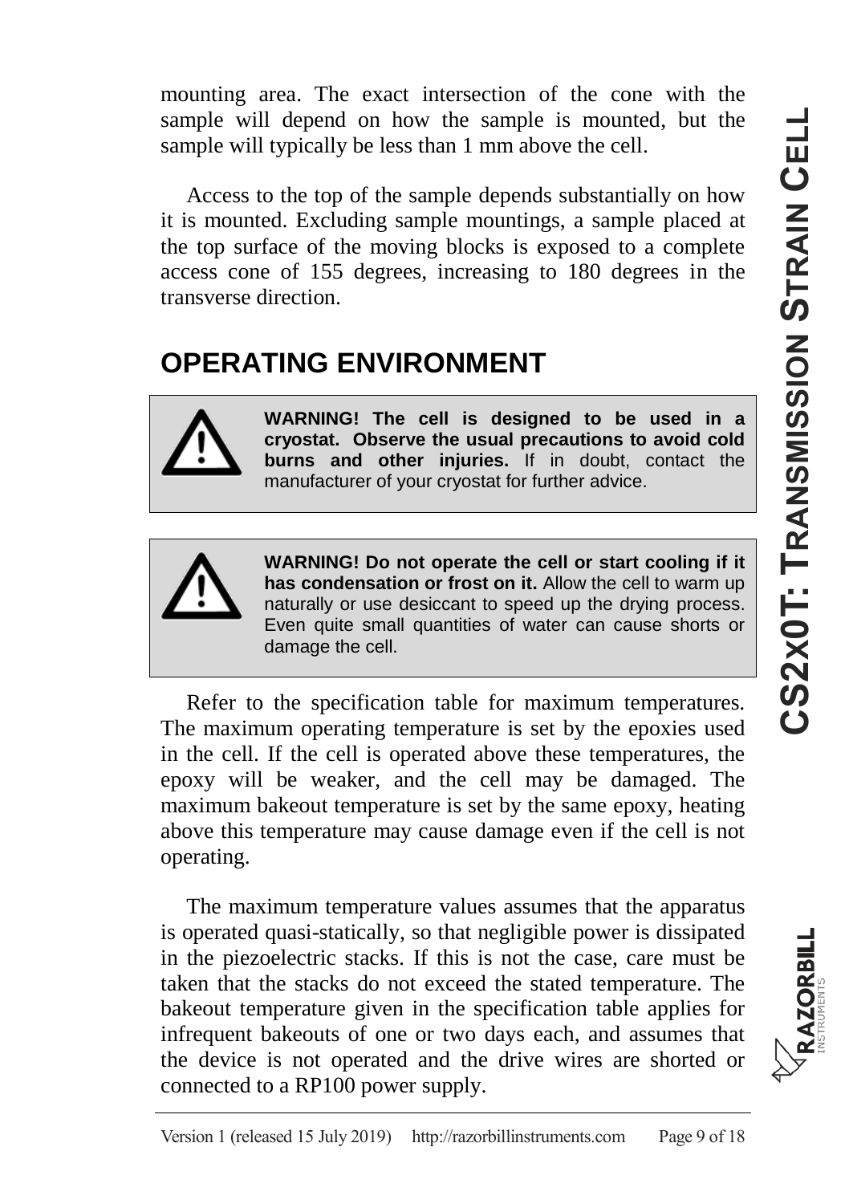mounting area. The exact intersection of the cone with the sample will depend on how the sample is mounted, but the sample will typically be less than 1 mm above the cell.

Access to the top of the sample depends substantially on how it is mounted. Excluding sample mountings, a sample placed at the top surface of the moving blocks is exposed to a complete access cone of 155 degrees, increasing to 180 degrees in the transverse direction.

## OPERATING ENVIRONMENT

> **WARNING! The cell is designed to be used in a cryostat. Observe the usual precautions to avoid cold burns and other injuries.** If in doubt, contact the manufacturer of your cryostat for further advice.

> **WARNING! Do not operate the cell or start cooling if it has condensation or frost on it.** Allow the cell to warm up naturally or use desiccant to speed up the drying process. Even quite small quantities of water can cause shorts or damage the cell.

Refer to the specification table for maximum temperatures. The maximum operating temperature is set by the epoxies used in the cell. If the cell is operated above these temperatures, the epoxy will be weaker, and the cell may be damaged. The maximum bakeout temperature is set by the same epoxy, heating above this temperature may cause damage even if the cell is not operating.

The maximum temperature values assumes that the apparatus is operated quasi-statically, so that negligible power is dissipated in the piezoelectric stacks. If this is not the case, care must be taken that the stacks do not exceed the stated temperature. The bakeout temperature given in the specification table applies for infrequent bakeouts of one or two days each, and assumes that the device is not operated and the drive wires are shorted or connected to a RP100 power supply.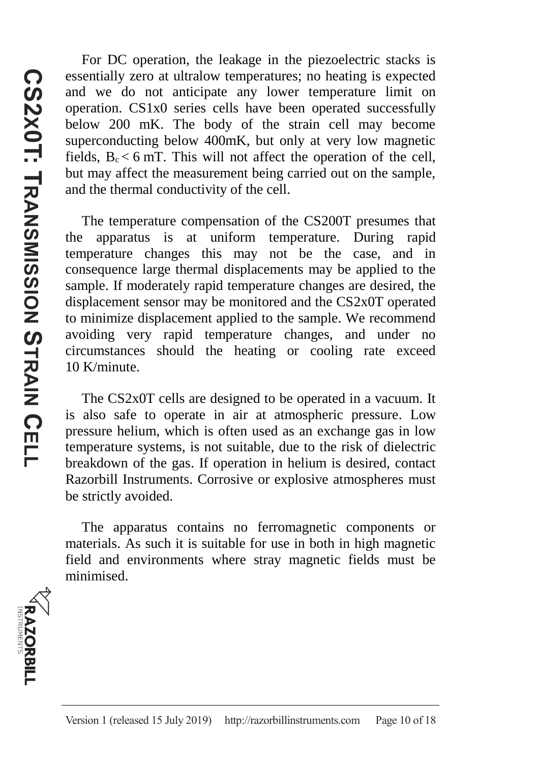For DC operation, the leakage in the piezoelectric stacks is essentially zero at ultralow temperatures; no heating is expected and we do not anticipate any lower temperature limit on operation. CS1x0 series cells have been operated successfully below 200 mK. The body of the strain cell may become superconducting below 400mK, but only at very low magnetic fields, $B_c < 6$ mT. This will not affect the operation of the cell, but may affect the measurement being carried out on the sample, and the thermal conductivity of the cell.

The temperature compensation of the CS200T presumes that the apparatus is at uniform temperature. During rapid temperature changes this may not be the case, and in consequence large thermal displacements may be applied to the sample. If moderately rapid temperature changes are desired, the displacement sensor may be monitored and the CS2x0T operated to minimize displacement applied to the sample. We recommend avoiding very rapid temperature changes, and under no circumstances should the heating or cooling rate exceed 10 K/minute.

The CS2x0T cells are designed to be operated in a vacuum. It is also safe to operate in air at atmospheric pressure. Low pressure helium, which is often used as an exchange gas in low temperature systems, is not suitable, due to the risk of dielectric breakdown of the gas. If operation in helium is desired, contact Razorbill Instruments. Corrosive or explosive atmospheres must be strictly avoided.

The apparatus contains no ferromagnetic components or materials. As such it is suitable for use in both in high magnetic field and environments where stray magnetic fields must be minimised.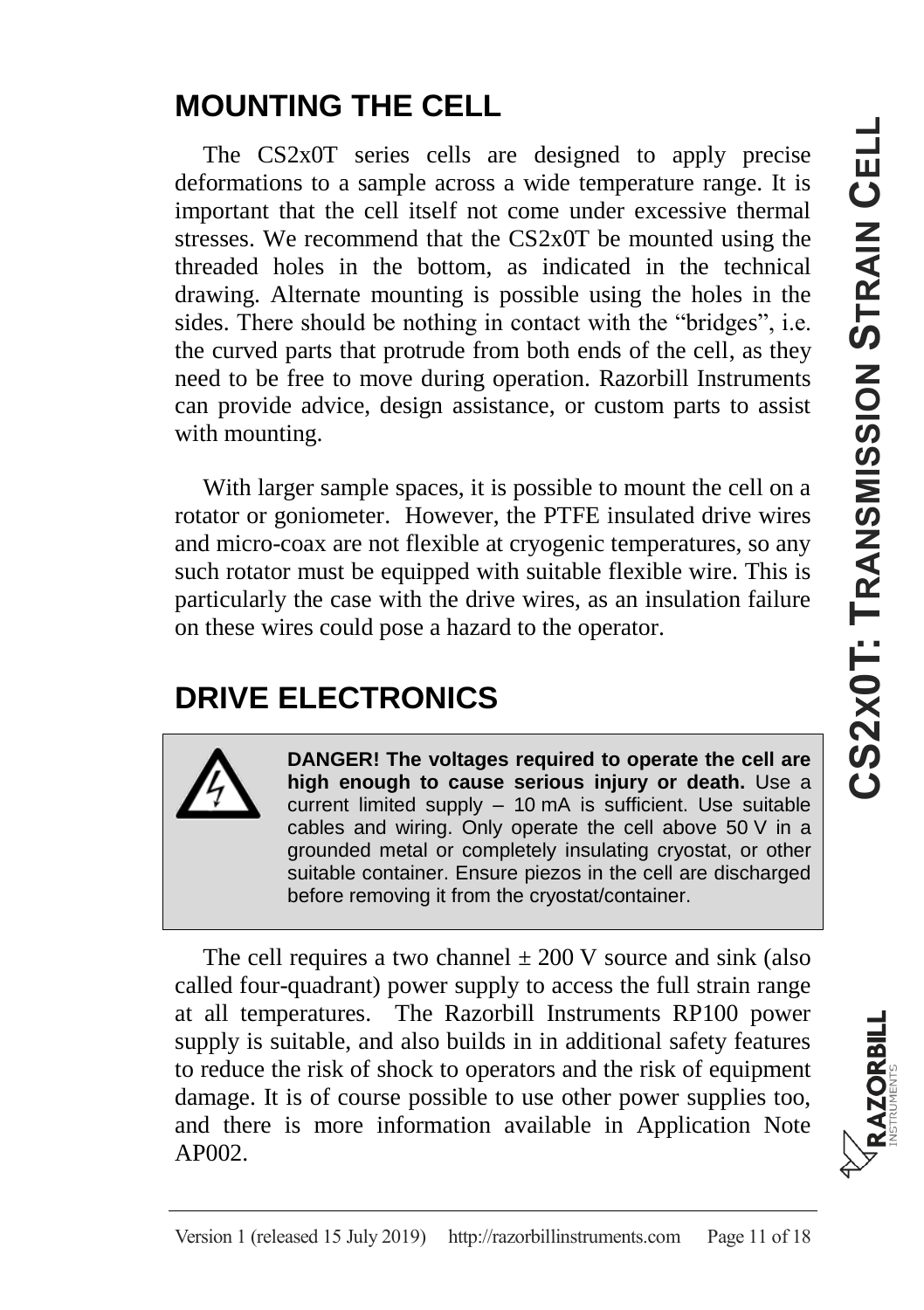## MOUNTING THE CELL

The CS2x0T series cells are designed to apply precise deformations to a sample across a wide temperature range. It is important that the cell itself not come under excessive thermal stresses. We recommend that the CS2x0T be mounted using the threaded holes in the bottom, as indicated in the technical drawing. Alternate mounting is possible using the holes in the sides. There should be nothing in contact with the "bridges", i.e. the curved parts that protrude from both ends of the cell, as they need to be free to move during operation. Razorbill Instruments can provide advice, design assistance, or custom parts to assist with mounting.

With larger sample spaces, it is possible to mount the cell on a rotator or goniometer. However, the PTFE insulated drive wires and micro-coax are not flexible at cryogenic temperatures, so any such rotator must be equipped with suitable flexible wire. This is particularly the case with the drive wires, as an insulation failure on these wires could pose a hazard to the operator.

## DRIVE ELECTRONICS

> **DANGER! The voltages required to operate the cell are high enough to cause serious injury or death.** Use a current limited supply – 10 mA is sufficient. Use suitable cables and wiring. Only operate the cell above 50 V in a grounded metal or completely insulating cryostat, or other suitable container. Ensure piezos in the cell are discharged before removing it from the cryostat/container.

The cell requires a two channel ± 200 V source and sink (also called four-quadrant) power supply to access the full strain range at all temperatures. The Razorbill Instruments RP100 power supply is suitable, and also builds in in additional safety features to reduce the risk of shock to operators and the risk of equipment damage. It is of course possible to use other power supplies too, and there is more information available in Application Note AP002.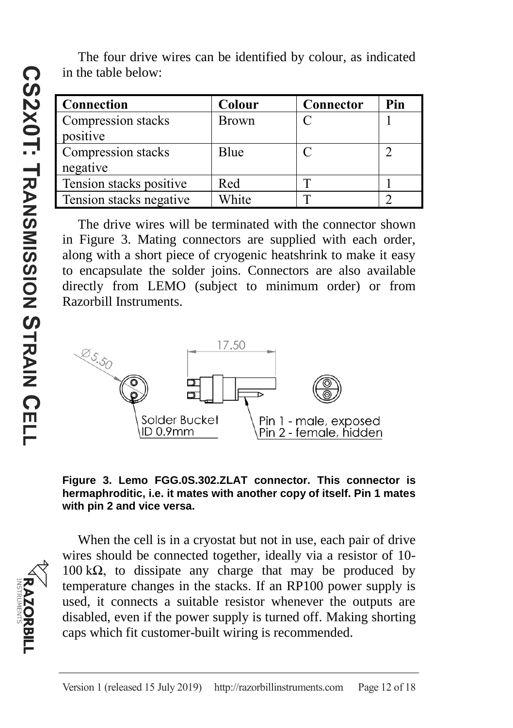The four drive wires can be identified by colour, as indicated in the table below:

| Connection | Colour | Connector | Pin |
| --- | --- | --- | --- |
| Compression stacks positive | Brown | C | 1 |
| Compression stacks negative | Blue | C | 2 |
| Tension stacks positive | Red | T | 1 |
| Tension stacks negative | White | T | 2 |

The drive wires will be terminated with the connector shown in Figure 3. Mating connectors are supplied with each order, along with a short piece of cryogenic heatshrink to make it easy to encapsulate the solder joins. Connectors are also available directly from LEMO (subject to minimum order) or from Razorbill Instruments.

**Figure 3. Lemo FGG.0S.302.ZLAT connector. This connector is hermaphroditic, i.e. it mates with another copy of itself. Pin 1 mates with pin 2 and vice versa.**

When the cell is in a cryostat but not in use, each pair of drive wires should be connected together, ideally via a resistor of 10-100 kΩ, to dissipate any charge that may be produced by temperature changes in the stacks. If an RP100 power supply is used, it connects a suitable resistor whenever the outputs are disabled, even if the power supply is turned off. Making shorting caps which fit customer-built wiring is recommended.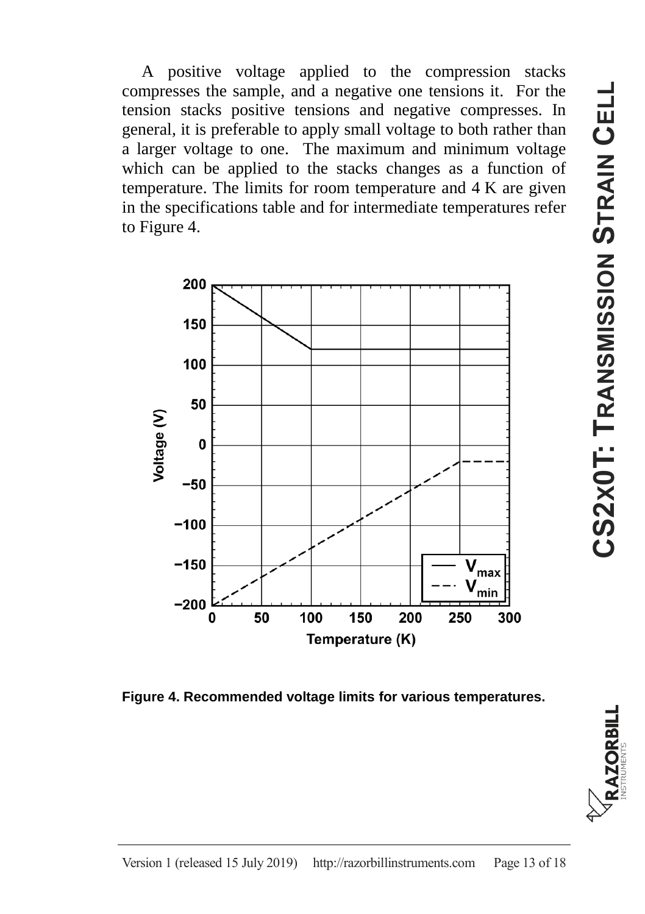A positive voltage applied to the compression stacks compresses the sample, and a negative one tensions it. For the tension stacks positive tensions and negative compresses. In general, it is preferable to apply small voltage to both rather than a larger voltage to one. The maximum and minimum voltage which can be applied to the stacks changes as a function of temperature. The limits for room temperature and 4 K are given in the specifications table and for intermediate temperatures refer to Figure 4.

**Figure 4. Recommended voltage limits for various temperatures.**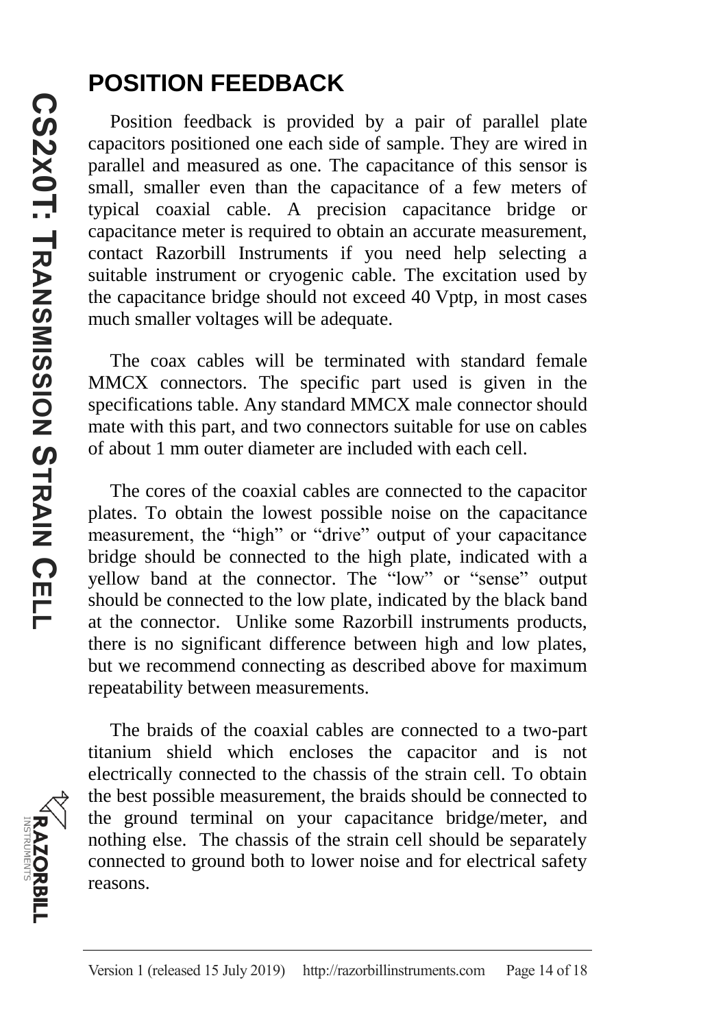# POSITION FEEDBACK

Position feedback is provided by a pair of parallel plate capacitors positioned one each side of sample. They are wired in parallel and measured as one. The capacitance of this sensor is small, smaller even than the capacitance of a few meters of typical coaxial cable. A precision capacitance bridge or capacitance meter is required to obtain an accurate measurement, contact Razorbill Instruments if you need help selecting a suitable instrument or cryogenic cable. The excitation used by the capacitance bridge should not exceed 40 Vptp, in most cases much smaller voltages will be adequate.

The coax cables will be terminated with standard female MMCX connectors. The specific part used is given in the specifications table. Any standard MMCX male connector should mate with this part, and two connectors suitable for use on cables of about 1 mm outer diameter are included with each cell.

The cores of the coaxial cables are connected to the capacitor plates. To obtain the lowest possible noise on the capacitance measurement, the "high" or "drive" output of your capacitance bridge should be connected to the high plate, indicated with a yellow band at the connector. The "low" or "sense" output should be connected to the low plate, indicated by the black band at the connector. Unlike some Razorbill instruments products, there is no significant difference between high and low plates, but we recommend connecting as described above for maximum repeatability between measurements.

The braids of the coaxial cables are connected to a two-part titanium shield which encloses the capacitor and is not electrically connected to the chassis of the strain cell. To obtain the best possible measurement, the braids should be connected to the ground terminal on your capacitance bridge/meter, and nothing else. The chassis of the strain cell should be separately connected to ground both to lower noise and for electrical safety reasons.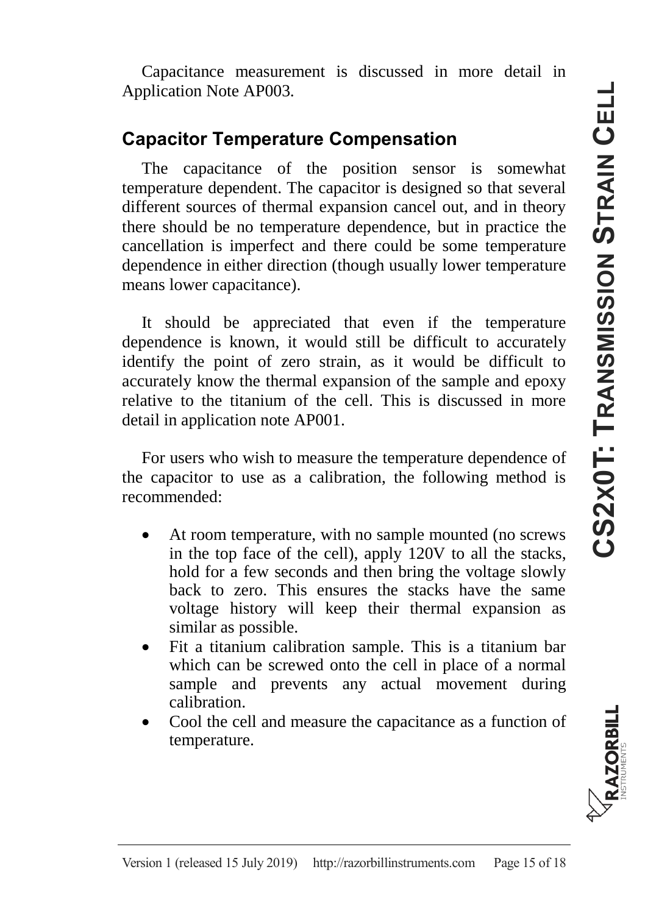Capacitance measurement is discussed in more detail in Application Note AP003.

## Capacitor Temperature Compensation

The capacitance of the position sensor is somewhat temperature dependent. The capacitor is designed so that several different sources of thermal expansion cancel out, and in theory there should be no temperature dependence, but in practice the cancellation is imperfect and there could be some temperature dependence in either direction (though usually lower temperature means lower capacitance).

It should be appreciated that even if the temperature dependence is known, it would still be difficult to accurately identify the point of zero strain, as it would be difficult to accurately know the thermal expansion of the sample and epoxy relative to the titanium of the cell. This is discussed in more detail in application note AP001.

For users who wish to measure the temperature dependence of the capacitor to use as a calibration, the following method is recommended:

- At room temperature, with no sample mounted (no screws in the top face of the cell), apply 120V to all the stacks, hold for a few seconds and then bring the voltage slowly back to zero. This ensures the stacks have the same voltage history will keep their thermal expansion as similar as possible.
- Fit a titanium calibration sample. This is a titanium bar which can be screwed onto the cell in place of a normal sample and prevents any actual movement during calibration.
- Cool the cell and measure the capacitance as a function of temperature.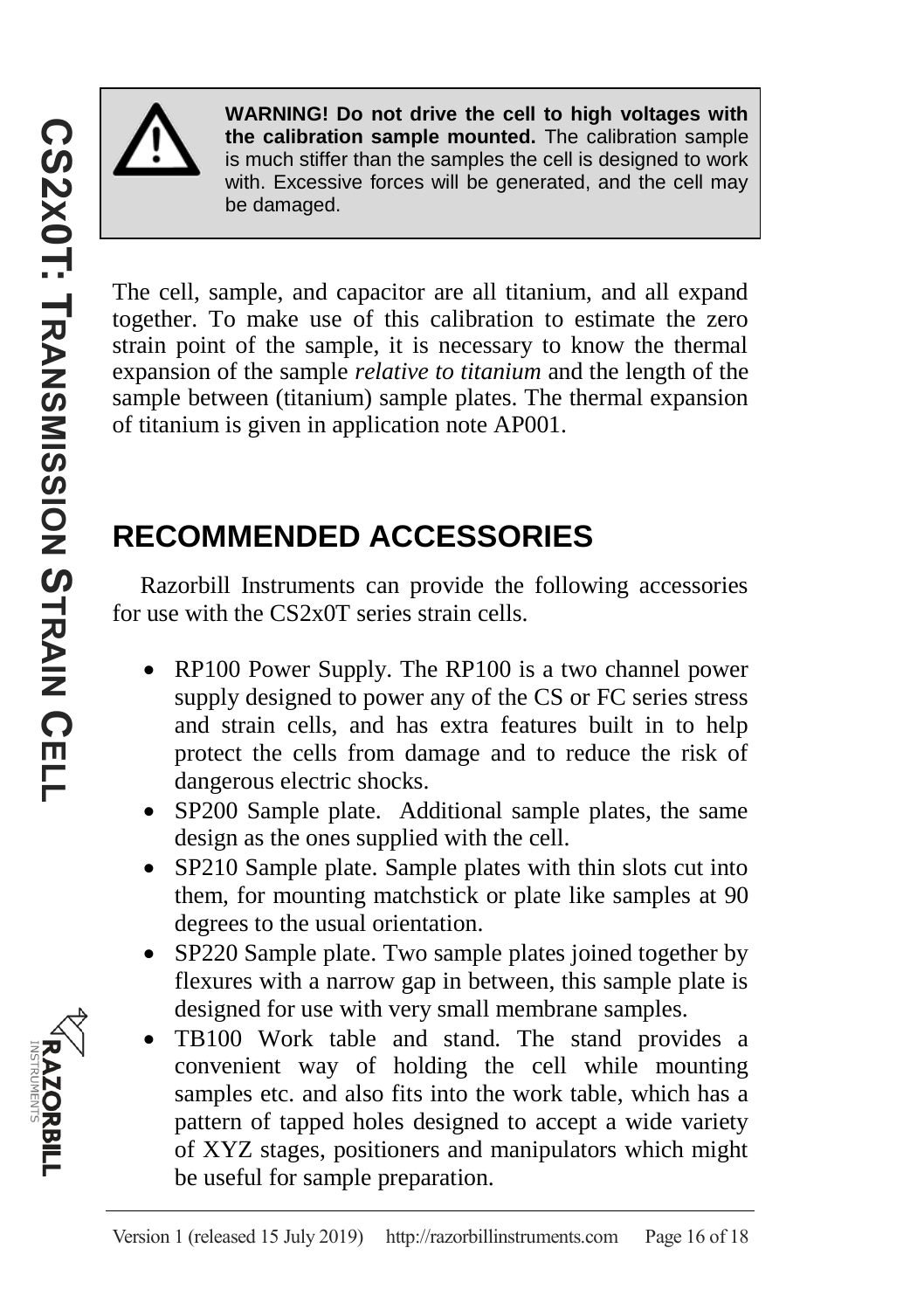> **WARNING! Do not drive the cell to high voltages with the calibration sample mounted.** The calibration sample is much stiffer than the samples the cell is designed to work with. Excessive forces will be generated, and the cell may be damaged.

The cell, sample, and capacitor are all titanium, and all expand together. To make use of this calibration to estimate the zero strain point of the sample, it is necessary to know the thermal expansion of the sample *relative to titanium* and the length of the sample between (titanium) sample plates. The thermal expansion of titanium is given in application note AP001.

# RECOMMENDED ACCESSORIES

Razorbill Instruments can provide the following accessories for use with the CS2x0T series strain cells.

- RP100 Power Supply. The RP100 is a two channel power supply designed to power any of the CS or FC series stress and strain cells, and has extra features built in to help protect the cells from damage and to reduce the risk of dangerous electric shocks.
- SP200 Sample plate. Additional sample plates, the same design as the ones supplied with the cell.
- SP210 Sample plate. Sample plates with thin slots cut into them, for mounting matchstick or plate like samples at 90 degrees to the usual orientation.
- SP220 Sample plate. Two sample plates joined together by flexures with a narrow gap in between, this sample plate is designed for use with very small membrane samples.
- TB100 Work table and stand. The stand provides a convenient way of holding the cell while mounting samples etc. and also fits into the work table, which has a pattern of tapped holes designed to accept a wide variety of XYZ stages, positioners and manipulators which might be useful for sample preparation.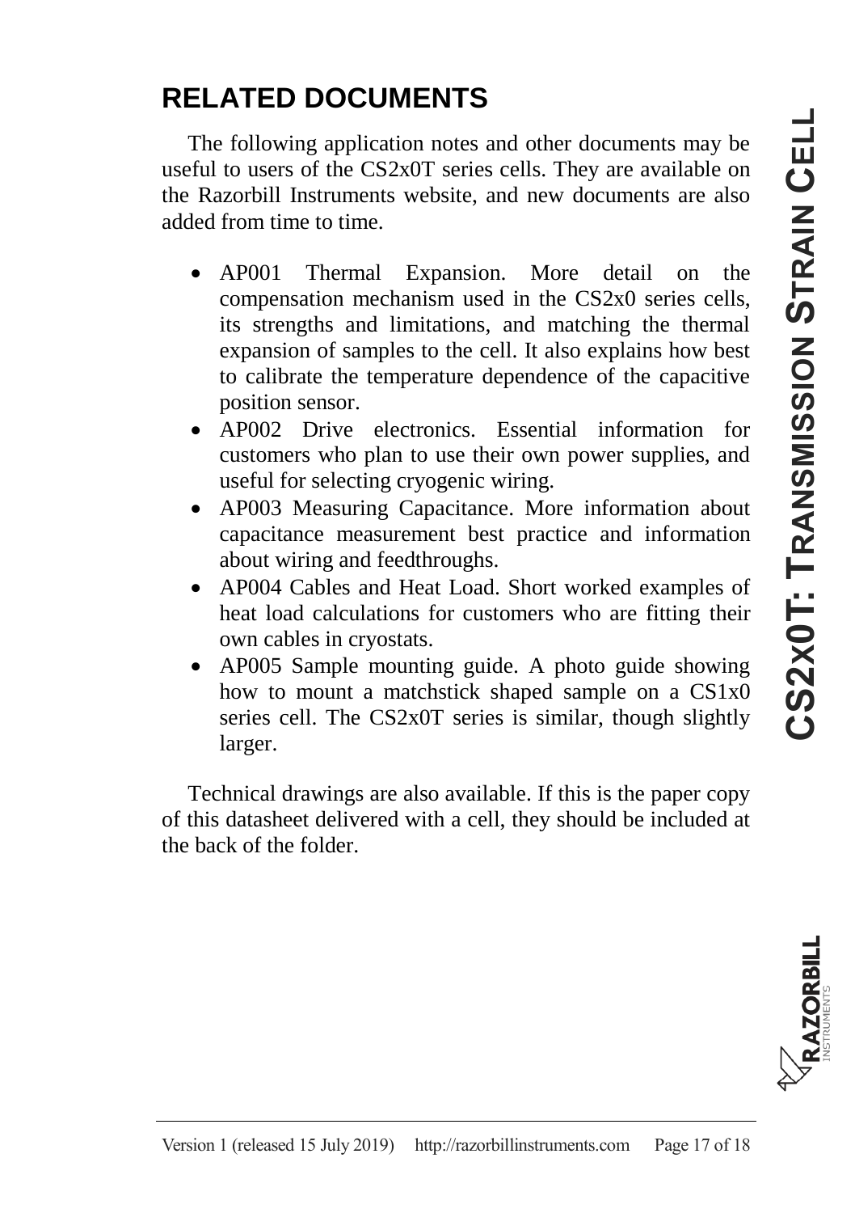# RELATED DOCUMENTS

The following application notes and other documents may be useful to users of the CS2x0T series cells. They are available on the Razorbill Instruments website, and new documents are also added from time to time.

- AP001 Thermal Expansion. More detail on the compensation mechanism used in the CS2x0 series cells, its strengths and limitations, and matching the thermal expansion of samples to the cell. It also explains how best to calibrate the temperature dependence of the capacitive position sensor.
- AP002 Drive electronics. Essential information for customers who plan to use their own power supplies, and useful for selecting cryogenic wiring.
- AP003 Measuring Capacitance. More information about capacitance measurement best practice and information about wiring and feedthroughs.
- AP004 Cables and Heat Load. Short worked examples of heat load calculations for customers who are fitting their own cables in cryostats.
- AP005 Sample mounting guide. A photo guide showing how to mount a matchstick shaped sample on a CS1x0 series cell. The CS2x0T series is similar, though slightly larger.

Technical drawings are also available. If this is the paper copy of this datasheet delivered with a cell, they should be included at the back of the folder.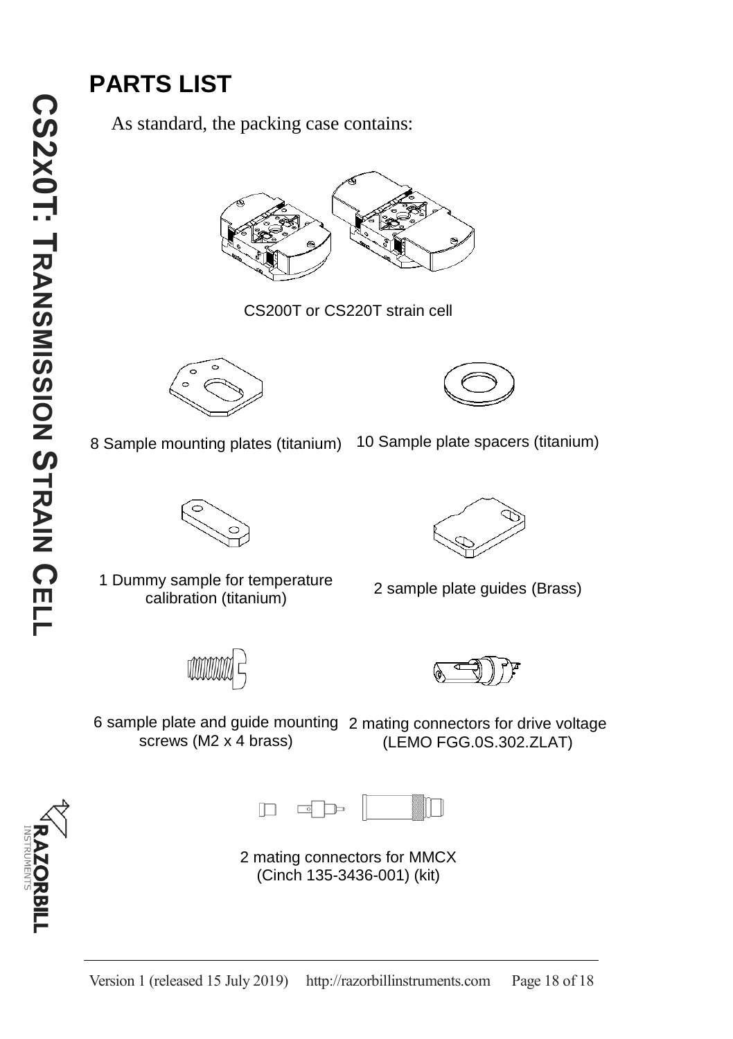# PARTS LIST

As standard, the packing case contains:

CS200T or CS220T strain cell

8 Sample mounting plates (titanium)

10 Sample plate spacers (titanium)

1 Dummy sample for temperature calibration (titanium)

2 sample plate guides (Brass)

6 sample plate and guide mounting screws (M2 x 4 brass)

2 mating connectors for drive voltage (LEMO FGG.0S.302.ZLAT)

2 mating connectors for MMCX (Cinch 135-3436-001) (kit)